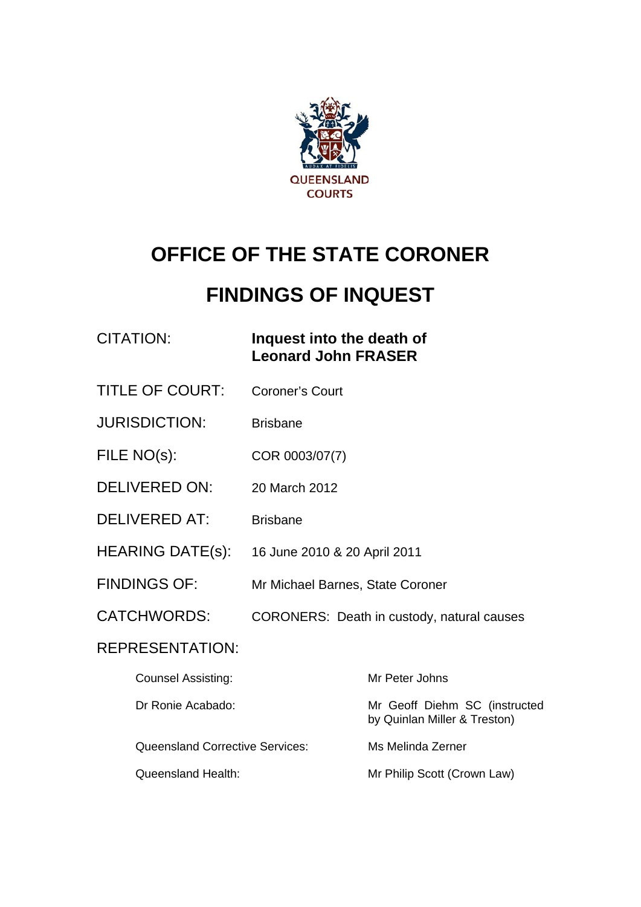QUEENSLAND COURTS

# OFFICE OF THE STATE CORONER

# FINDINGS OF INQUEST

| | |
|---|---|
| CITATION: | **Inquest into the death of Leonard John FRASER** |
| TITLE OF COURT: | Coroner's Court |
| JURISDICTION: | Brisbane |
| FILE NO(s): | COR 0003/07(7) |
| DELIVERED ON: | 20 March 2012 |
| DELIVERED AT: | Brisbane |
| HEARING DATE(s): | 16 June 2010 & 20 April 2011 |
| FINDINGS OF: | Mr Michael Barnes, State Coroner |
| CATCHWORDS: | CORONERS: Death in custody, natural causes |

REPRESENTATION:

| | |
|---|---|
| Counsel Assisting: | Mr Peter Johns |
| Dr Ronie Acabado: | Mr Geoff Diehm SC (instructed by Quinlan Miller & Treston) |
| Queensland Corrective Services: | Ms Melinda Zerner |
| Queensland Health: | Mr Philip Scott (Crown Law) |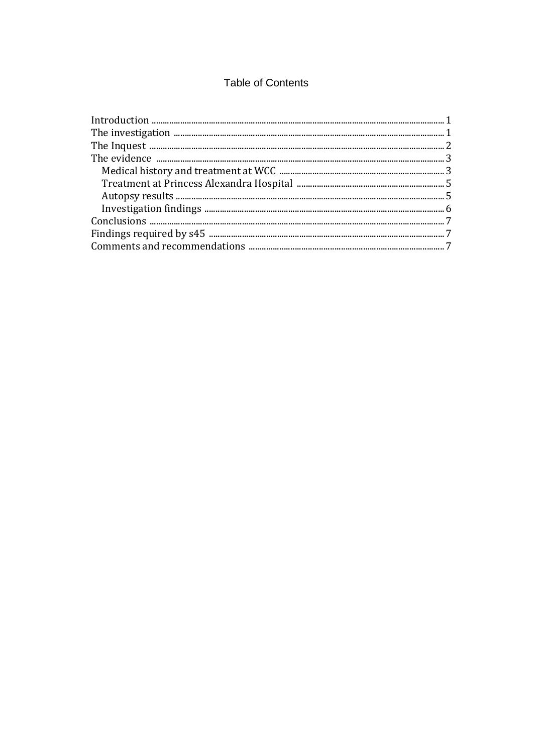# Table of Contents

Introduction ..... 1
The investigation ..... 1
The Inquest ..... 2
The evidence ..... 3
- Medical history and treatment at WCC ..... 3
- Treatment at Princess Alexandra Hospital ..... 5
- Autopsy results ..... 5
- Investigation findings ..... 6

Conclusions ..... 7
Findings required by s45 ..... 7
Comments and recommendations ..... 7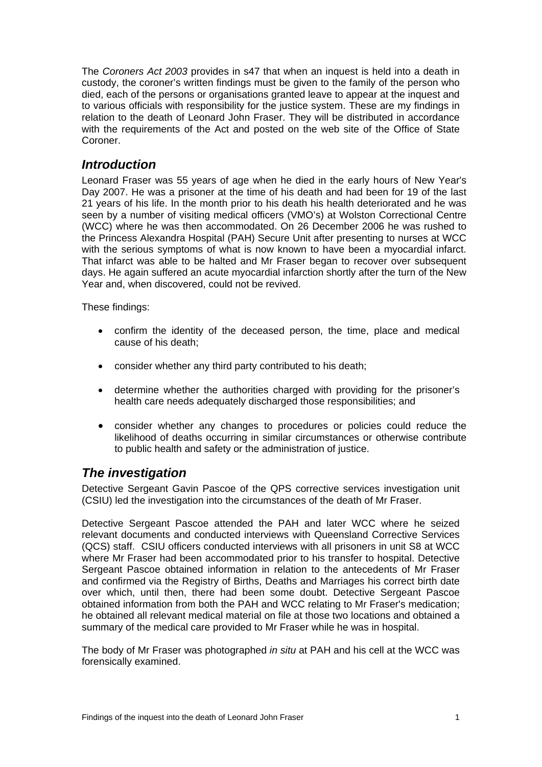The *Coroners Act 2003* provides in s47 that when an inquest is held into a death in custody, the coroner's written findings must be given to the family of the person who died, each of the persons or organisations granted leave to appear at the inquest and to various officials with responsibility for the justice system. These are my findings in relation to the death of Leonard John Fraser. They will be distributed in accordance with the requirements of the Act and posted on the web site of the Office of State Coroner.

## *Introduction*

Leonard Fraser was 55 years of age when he died in the early hours of New Year's Day 2007. He was a prisoner at the time of his death and had been for 19 of the last 21 years of his life. In the month prior to his death his health deteriorated and he was seen by a number of visiting medical officers (VMO's) at Wolston Correctional Centre (WCC) where he was then accommodated. On 26 December 2006 he was rushed to the Princess Alexandra Hospital (PAH) Secure Unit after presenting to nurses at WCC with the serious symptoms of what is now known to have been a myocardial infarct. That infarct was able to be halted and Mr Fraser began to recover over subsequent days. He again suffered an acute myocardial infarction shortly after the turn of the New Year and, when discovered, could not be revived.

These findings:

- confirm the identity of the deceased person, the time, place and medical cause of his death;
- consider whether any third party contributed to his death;
- determine whether the authorities charged with providing for the prisoner's health care needs adequately discharged those responsibilities; and
- consider whether any changes to procedures or policies could reduce the likelihood of deaths occurring in similar circumstances or otherwise contribute to public health and safety or the administration of justice.

## *The investigation*

Detective Sergeant Gavin Pascoe of the QPS corrective services investigation unit (CSIU) led the investigation into the circumstances of the death of Mr Fraser.

Detective Sergeant Pascoe attended the PAH and later WCC where he seized relevant documents and conducted interviews with Queensland Corrective Services (QCS) staff. CSIU officers conducted interviews with all prisoners in unit S8 at WCC where Mr Fraser had been accommodated prior to his transfer to hospital. Detective Sergeant Pascoe obtained information in relation to the antecedents of Mr Fraser and confirmed via the Registry of Births, Deaths and Marriages his correct birth date over which, until then, there had been some doubt. Detective Sergeant Pascoe obtained information from both the PAH and WCC relating to Mr Fraser's medication; he obtained all relevant medical material on file at those two locations and obtained a summary of the medical care provided to Mr Fraser while he was in hospital.

The body of Mr Fraser was photographed *in situ* at PAH and his cell at the WCC was forensically examined.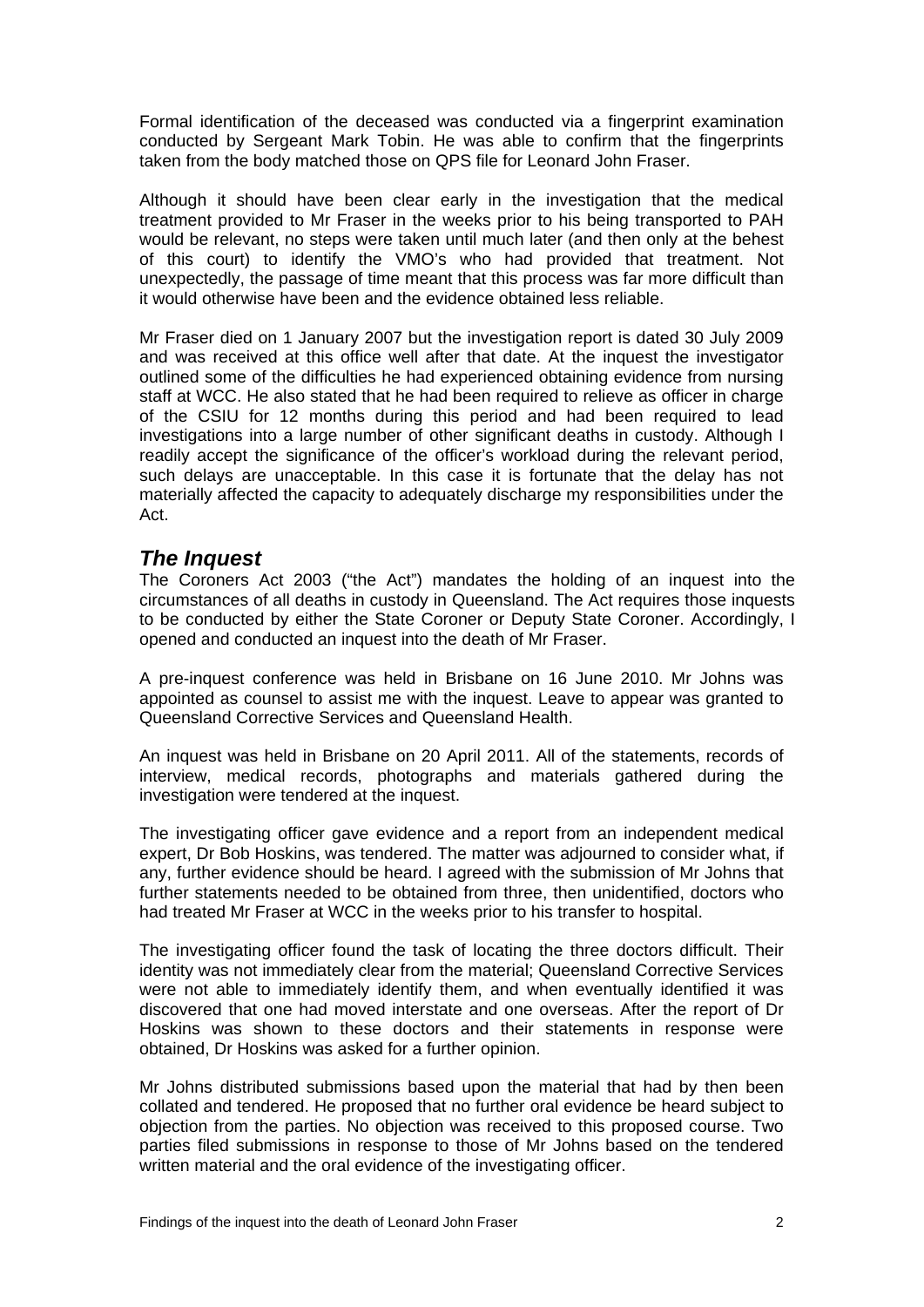Formal identification of the deceased was conducted via a fingerprint examination conducted by Sergeant Mark Tobin. He was able to confirm that the fingerprints taken from the body matched those on QPS file for Leonard John Fraser.

Although it should have been clear early in the investigation that the medical treatment provided to Mr Fraser in the weeks prior to his being transported to PAH would be relevant, no steps were taken until much later (and then only at the behest of this court) to identify the VMO's who had provided that treatment. Not unexpectedly, the passage of time meant that this process was far more difficult than it would otherwise have been and the evidence obtained less reliable.

Mr Fraser died on 1 January 2007 but the investigation report is dated 30 July 2009 and was received at this office well after that date. At the inquest the investigator outlined some of the difficulties he had experienced obtaining evidence from nursing staff at WCC. He also stated that he had been required to relieve as officer in charge of the CSIU for 12 months during this period and had been required to lead investigations into a large number of other significant deaths in custody. Although I readily accept the significance of the officer's workload during the relevant period, such delays are unacceptable. In this case it is fortunate that the delay has not materially affected the capacity to adequately discharge my responsibilities under the Act.

## *The Inquest*

The Coroners Act 2003 ("the Act") mandates the holding of an inquest into the circumstances of all deaths in custody in Queensland. The Act requires those inquests to be conducted by either the State Coroner or Deputy State Coroner. Accordingly, I opened and conducted an inquest into the death of Mr Fraser.

A pre-inquest conference was held in Brisbane on 16 June 2010. Mr Johns was appointed as counsel to assist me with the inquest. Leave to appear was granted to Queensland Corrective Services and Queensland Health.

An inquest was held in Brisbane on 20 April 2011. All of the statements, records of interview, medical records, photographs and materials gathered during the investigation were tendered at the inquest.

The investigating officer gave evidence and a report from an independent medical expert, Dr Bob Hoskins, was tendered. The matter was adjourned to consider what, if any, further evidence should be heard. I agreed with the submission of Mr Johns that further statements needed to be obtained from three, then unidentified, doctors who had treated Mr Fraser at WCC in the weeks prior to his transfer to hospital.

The investigating officer found the task of locating the three doctors difficult. Their identity was not immediately clear from the material; Queensland Corrective Services were not able to immediately identify them, and when eventually identified it was discovered that one had moved interstate and one overseas. After the report of Dr Hoskins was shown to these doctors and their statements in response were obtained, Dr Hoskins was asked for a further opinion.

Mr Johns distributed submissions based upon the material that had by then been collated and tendered. He proposed that no further oral evidence be heard subject to objection from the parties. No objection was received to this proposed course. Two parties filed submissions in response to those of Mr Johns based on the tendered written material and the oral evidence of the investigating officer.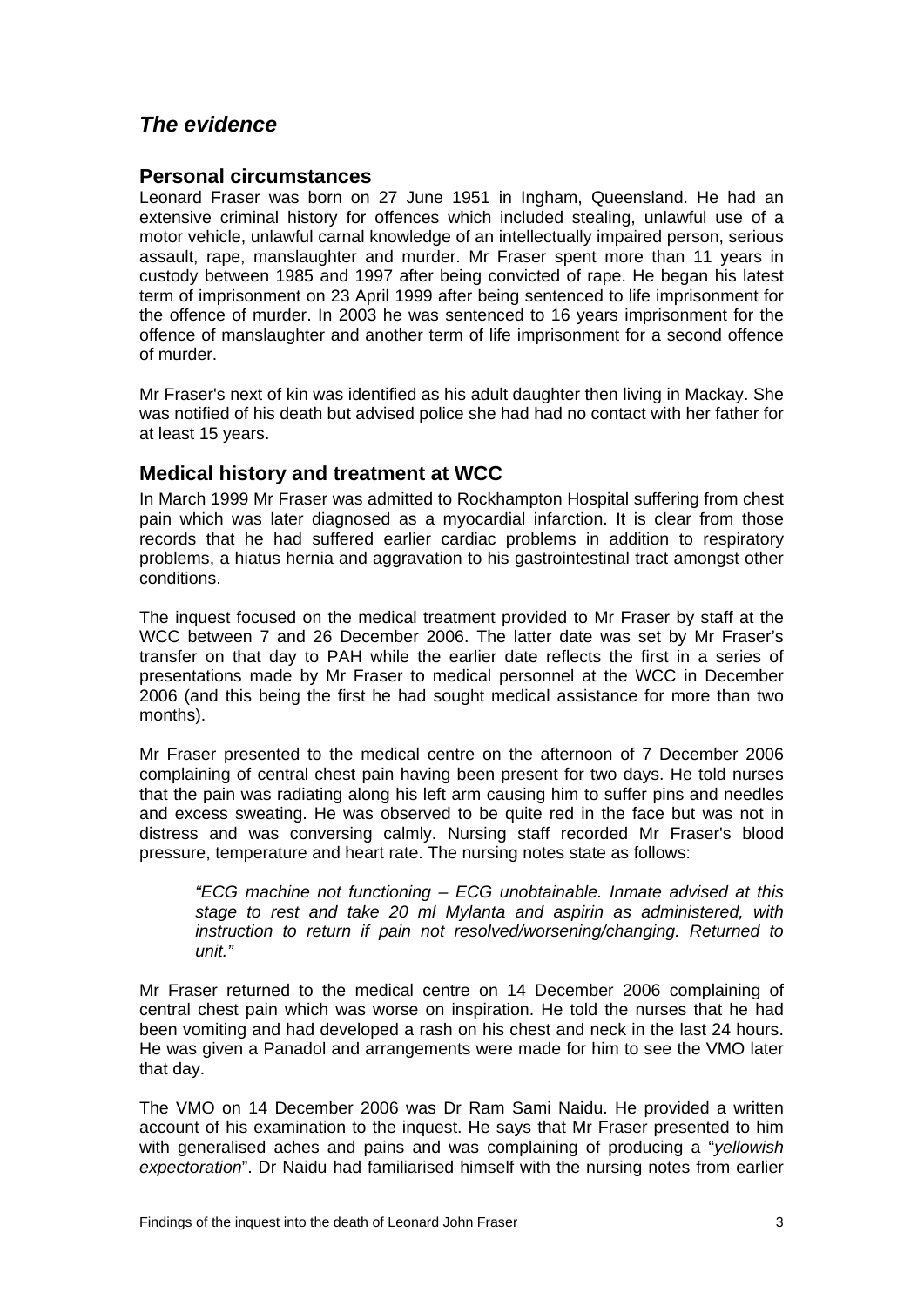## *The evidence*

### Personal circumstances

Leonard Fraser was born on 27 June 1951 in Ingham, Queensland. He had an extensive criminal history for offences which included stealing, unlawful use of a motor vehicle, unlawful carnal knowledge of an intellectually impaired person, serious assault, rape, manslaughter and murder. Mr Fraser spent more than 11 years in custody between 1985 and 1997 after being convicted of rape. He began his latest term of imprisonment on 23 April 1999 after being sentenced to life imprisonment for the offence of murder. In 2003 he was sentenced to 16 years imprisonment for the offence of manslaughter and another term of life imprisonment for a second offence of murder.

Mr Fraser's next of kin was identified as his adult daughter then living in Mackay. She was notified of his death but advised police she had had no contact with her father for at least 15 years.

### Medical history and treatment at WCC

In March 1999 Mr Fraser was admitted to Rockhampton Hospital suffering from chest pain which was later diagnosed as a myocardial infarction. It is clear from those records that he had suffered earlier cardiac problems in addition to respiratory problems, a hiatus hernia and aggravation to his gastrointestinal tract amongst other conditions.

The inquest focused on the medical treatment provided to Mr Fraser by staff at the WCC between 7 and 26 December 2006. The latter date was set by Mr Fraser's transfer on that day to PAH while the earlier date reflects the first in a series of presentations made by Mr Fraser to medical personnel at the WCC in December 2006 (and this being the first he had sought medical assistance for more than two months).

Mr Fraser presented to the medical centre on the afternoon of 7 December 2006 complaining of central chest pain having been present for two days. He told nurses that the pain was radiating along his left arm causing him to suffer pins and needles and excess sweating. He was observed to be quite red in the face but was not in distress and was conversing calmly. Nursing staff recorded Mr Fraser's blood pressure, temperature and heart rate. The nursing notes state as follows:

> *"ECG machine not functioning – ECG unobtainable. Inmate advised at this stage to rest and take 20 ml Mylanta and aspirin as administered, with instruction to return if pain not resolved/worsening/changing. Returned to unit."*

Mr Fraser returned to the medical centre on 14 December 2006 complaining of central chest pain which was worse on inspiration. He told the nurses that he had been vomiting and had developed a rash on his chest and neck in the last 24 hours. He was given a Panadol and arrangements were made for him to see the VMO later that day.

The VMO on 14 December 2006 was Dr Ram Sami Naidu. He provided a written account of his examination to the inquest. He says that Mr Fraser presented to him with generalised aches and pains and was complaining of producing a "*yellowish expectoration*". Dr Naidu had familiarised himself with the nursing notes from earlier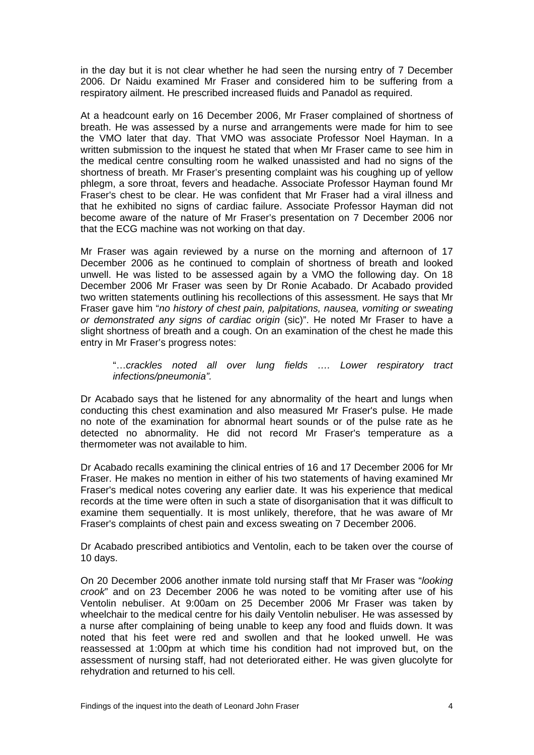in the day but it is not clear whether he had seen the nursing entry of 7 December 2006. Dr Naidu examined Mr Fraser and considered him to be suffering from a respiratory ailment. He prescribed increased fluids and Panadol as required.

At a headcount early on 16 December 2006, Mr Fraser complained of shortness of breath. He was assessed by a nurse and arrangements were made for him to see the VMO later that day. That VMO was associate Professor Noel Hayman. In a written submission to the inquest he stated that when Mr Fraser came to see him in the medical centre consulting room he walked unassisted and had no signs of the shortness of breath. Mr Fraser's presenting complaint was his coughing up of yellow phlegm, a sore throat, fevers and headache. Associate Professor Hayman found Mr Fraser's chest to be clear. He was confident that Mr Fraser had a viral illness and that he exhibited no signs of cardiac failure. Associate Professor Hayman did not become aware of the nature of Mr Fraser's presentation on 7 December 2006 nor that the ECG machine was not working on that day.

Mr Fraser was again reviewed by a nurse on the morning and afternoon of 17 December 2006 as he continued to complain of shortness of breath and looked unwell. He was listed to be assessed again by a VMO the following day. On 18 December 2006 Mr Fraser was seen by Dr Ronie Acabado. Dr Acabado provided two written statements outlining his recollections of this assessment. He says that Mr Fraser gave him "*no history of chest pain, palpitations, nausea, vomiting or sweating or demonstrated any signs of cardiac origin* (sic)". He noted Mr Fraser to have a slight shortness of breath and a cough. On an examination of the chest he made this entry in Mr Fraser's progress notes:

> "…*crackles noted all over lung fields …. Lower respiratory tract infections/pneumonia".*

Dr Acabado says that he listened for any abnormality of the heart and lungs when conducting this chest examination and also measured Mr Fraser's pulse. He made no note of the examination for abnormal heart sounds or of the pulse rate as he detected no abnormality. He did not record Mr Fraser's temperature as a thermometer was not available to him.

Dr Acabado recalls examining the clinical entries of 16 and 17 December 2006 for Mr Fraser. He makes no mention in either of his two statements of having examined Mr Fraser's medical notes covering any earlier date. It was his experience that medical records at the time were often in such a state of disorganisation that it was difficult to examine them sequentially. It is most unlikely, therefore, that he was aware of Mr Fraser's complaints of chest pain and excess sweating on 7 December 2006.

Dr Acabado prescribed antibiotics and Ventolin, each to be taken over the course of 10 days.

On 20 December 2006 another inmate told nursing staff that Mr Fraser was "*looking crook*" and on 23 December 2006 he was noted to be vomiting after use of his Ventolin nebuliser. At 9:00am on 25 December 2006 Mr Fraser was taken by wheelchair to the medical centre for his daily Ventolin nebuliser. He was assessed by a nurse after complaining of being unable to keep any food and fluids down. It was noted that his feet were red and swollen and that he looked unwell. He was reassessed at 1:00pm at which time his condition had not improved but, on the assessment of nursing staff, had not deteriorated either. He was given glucolyte for rehydration and returned to his cell.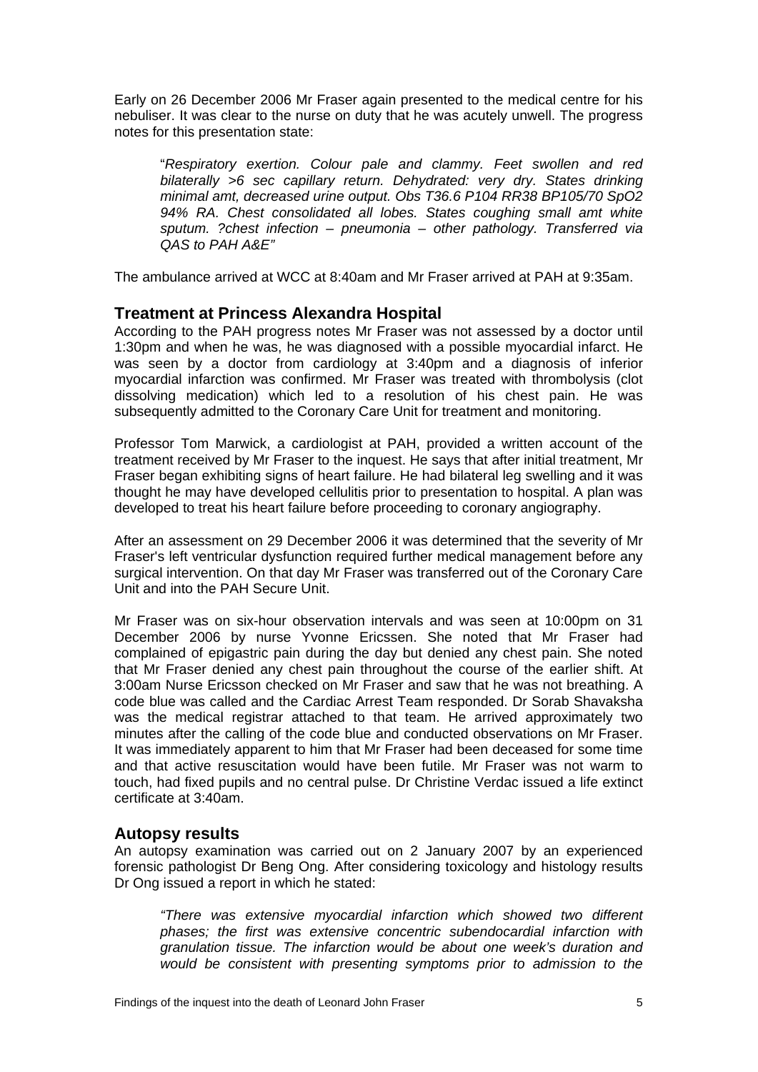Early on 26 December 2006 Mr Fraser again presented to the medical centre for his nebuliser. It was clear to the nurse on duty that he was acutely unwell. The progress notes for this presentation state:

> "*Respiratory exertion. Colour pale and clammy. Feet swollen and red bilaterally >6 sec capillary return. Dehydrated: very dry. States drinking minimal amt, decreased urine output. Obs T36.6 P104 RR38 BP105/70 SpO2 94% RA. Chest consolidated all lobes. States coughing small amt white sputum. ?chest infection – pneumonia – other pathology. Transferred via QAS to PAH A&E"*

The ambulance arrived at WCC at 8:40am and Mr Fraser arrived at PAH at 9:35am.

## Treatment at Princess Alexandra Hospital

According to the PAH progress notes Mr Fraser was not assessed by a doctor until 1:30pm and when he was, he was diagnosed with a possible myocardial infarct. He was seen by a doctor from cardiology at 3:40pm and a diagnosis of inferior myocardial infarction was confirmed. Mr Fraser was treated with thrombolysis (clot dissolving medication) which led to a resolution of his chest pain. He was subsequently admitted to the Coronary Care Unit for treatment and monitoring.

Professor Tom Marwick, a cardiologist at PAH, provided a written account of the treatment received by Mr Fraser to the inquest. He says that after initial treatment, Mr Fraser began exhibiting signs of heart failure. He had bilateral leg swelling and it was thought he may have developed cellulitis prior to presentation to hospital. A plan was developed to treat his heart failure before proceeding to coronary angiography.

After an assessment on 29 December 2006 it was determined that the severity of Mr Fraser's left ventricular dysfunction required further medical management before any surgical intervention. On that day Mr Fraser was transferred out of the Coronary Care Unit and into the PAH Secure Unit.

Mr Fraser was on six-hour observation intervals and was seen at 10:00pm on 31 December 2006 by nurse Yvonne Ericssen. She noted that Mr Fraser had complained of epigastric pain during the day but denied any chest pain. She noted that Mr Fraser denied any chest pain throughout the course of the earlier shift. At 3:00am Nurse Ericsson checked on Mr Fraser and saw that he was not breathing. A code blue was called and the Cardiac Arrest Team responded. Dr Sorab Shavaksha was the medical registrar attached to that team. He arrived approximately two minutes after the calling of the code blue and conducted observations on Mr Fraser. It was immediately apparent to him that Mr Fraser had been deceased for some time and that active resuscitation would have been futile. Mr Fraser was not warm to touch, had fixed pupils and no central pulse. Dr Christine Verdac issued a life extinct certificate at 3:40am.

## Autopsy results

An autopsy examination was carried out on 2 January 2007 by an experienced forensic pathologist Dr Beng Ong. After considering toxicology and histology results Dr Ong issued a report in which he stated:

> *"There was extensive myocardial infarction which showed two different phases; the first was extensive concentric subendocardial infarction with granulation tissue. The infarction would be about one week's duration and would be consistent with presenting symptoms prior to admission to the*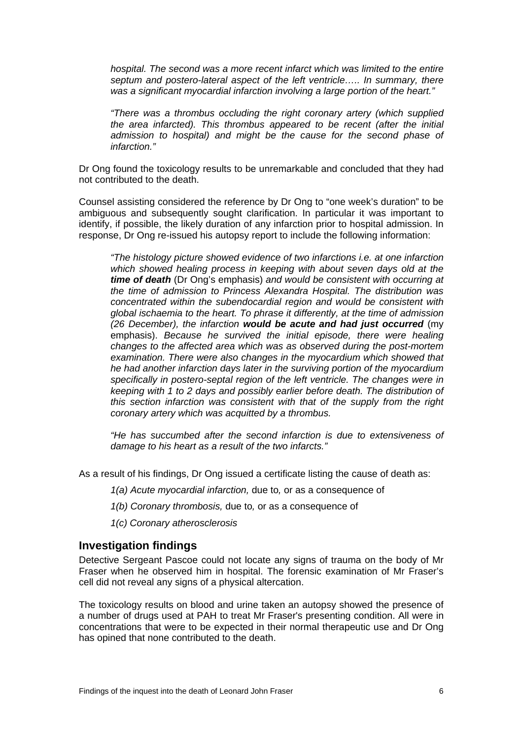*hospital. The second was a more recent infarct which was limited to the entire septum and postero-lateral aspect of the left ventricle….. In summary, there was a significant myocardial infarction involving a large portion of the heart."*

*"There was a thrombus occluding the right coronary artery (which supplied the area infarcted). This thrombus appeared to be recent (after the initial admission to hospital) and might be the cause for the second phase of infarction."*

Dr Ong found the toxicology results to be unremarkable and concluded that they had not contributed to the death.

Counsel assisting considered the reference by Dr Ong to "one week's duration" to be ambiguous and subsequently sought clarification. In particular it was important to identify, if possible, the likely duration of any infarction prior to hospital admission. In response, Dr Ong re-issued his autopsy report to include the following information:

*"The histology picture showed evidence of two infarctions i.e. at one infarction which showed healing process in keeping with about seven days old at the* ***time of death*** (Dr Ong's emphasis) *and would be consistent with occurring at the time of admission to Princess Alexandra Hospital. The distribution was concentrated within the subendocardial region and would be consistent with global ischaemia to the heart. To phrase it differently, at the time of admission (26 December), the infarction* ***would be acute and had just occurred*** (my emphasis). *Because he survived the initial episode, there were healing changes to the affected area which was as observed during the post-mortem examination. There were also changes in the myocardium which showed that he had another infarction days later in the surviving portion of the myocardium specifically in postero-septal region of the left ventricle. The changes were in keeping with 1 to 2 days and possibly earlier before death. The distribution of this section infarction was consistent with that of the supply from the right coronary artery which was acquitted by a thrombus.*

*"He has succumbed after the second infarction is due to extensiveness of damage to his heart as a result of the two infarcts."*

As a result of his findings, Dr Ong issued a certificate listing the cause of death as:

*1(a) Acute myocardial infarction,* due to*,* or as a consequence of

*1(b) Coronary thrombosis,* due to*,* or as a consequence of

*1(c) Coronary atherosclerosis*

## Investigation findings

Detective Sergeant Pascoe could not locate any signs of trauma on the body of Mr Fraser when he observed him in hospital. The forensic examination of Mr Fraser's cell did not reveal any signs of a physical altercation.

The toxicology results on blood and urine taken an autopsy showed the presence of a number of drugs used at PAH to treat Mr Fraser's presenting condition. All were in concentrations that were to be expected in their normal therapeutic use and Dr Ong has opined that none contributed to the death.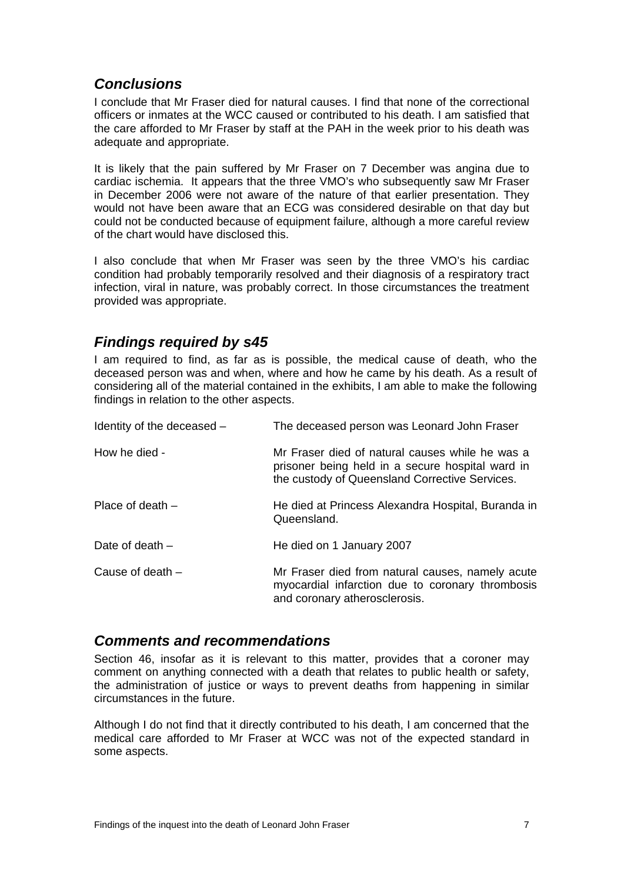## *Conclusions*

I conclude that Mr Fraser died for natural causes. I find that none of the correctional officers or inmates at the WCC caused or contributed to his death. I am satisfied that the care afforded to Mr Fraser by staff at the PAH in the week prior to his death was adequate and appropriate.

It is likely that the pain suffered by Mr Fraser on 7 December was angina due to cardiac ischemia. It appears that the three VMO's who subsequently saw Mr Fraser in December 2006 were not aware of the nature of that earlier presentation. They would not have been aware that an ECG was considered desirable on that day but could not be conducted because of equipment failure, although a more careful review of the chart would have disclosed this.

I also conclude that when Mr Fraser was seen by the three VMO's his cardiac condition had probably temporarily resolved and their diagnosis of a respiratory tract infection, viral in nature, was probably correct. In those circumstances the treatment provided was appropriate.

## *Findings required by s45*

I am required to find, as far as is possible, the medical cause of death, who the deceased person was and when, where and how he came by his death. As a result of considering all of the material contained in the exhibits, I am able to make the following findings in relation to the other aspects.

| | |
|---|---|
| Identity of the deceased – | The deceased person was Leonard John Fraser |
| How he died - | Mr Fraser died of natural causes while he was a prisoner being held in a secure hospital ward in the custody of Queensland Corrective Services. |
| Place of death – | He died at Princess Alexandra Hospital, Buranda in Queensland. |
| Date of death – | He died on 1 January 2007 |
| Cause of death – | Mr Fraser died from natural causes, namely acute myocardial infarction due to coronary thrombosis and coronary atherosclerosis. |

## *Comments and recommendations*

Section 46, insofar as it is relevant to this matter, provides that a coroner may comment on anything connected with a death that relates to public health or safety, the administration of justice or ways to prevent deaths from happening in similar circumstances in the future.

Although I do not find that it directly contributed to his death, I am concerned that the medical care afforded to Mr Fraser at WCC was not of the expected standard in some aspects.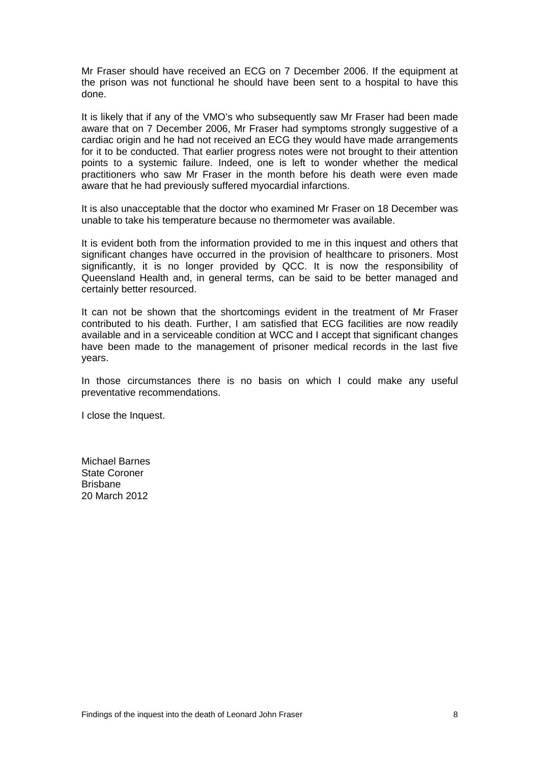Mr Fraser should have received an ECG on 7 December 2006. If the equipment at the prison was not functional he should have been sent to a hospital to have this done.

It is likely that if any of the VMO's who subsequently saw Mr Fraser had been made aware that on 7 December 2006, Mr Fraser had symptoms strongly suggestive of a cardiac origin and he had not received an ECG they would have made arrangements for it to be conducted. That earlier progress notes were not brought to their attention points to a systemic failure. Indeed, one is left to wonder whether the medical practitioners who saw Mr Fraser in the month before his death were even made aware that he had previously suffered myocardial infarctions.

It is also unacceptable that the doctor who examined Mr Fraser on 18 December was unable to take his temperature because no thermometer was available.

It is evident both from the information provided to me in this inquest and others that significant changes have occurred in the provision of healthcare to prisoners. Most significantly, it is no longer provided by QCC. It is now the responsibility of Queensland Health and, in general terms, can be said to be better managed and certainly better resourced.

It can not be shown that the shortcomings evident in the treatment of Mr Fraser contributed to his death. Further, I am satisfied that ECG facilities are now readily available and in a serviceable condition at WCC and I accept that significant changes have been made to the management of prisoner medical records in the last five years.

In those circumstances there is no basis on which I could make any useful preventative recommendations.

I close the Inquest.

Michael Barnes
State Coroner
Brisbane
20 March 2012